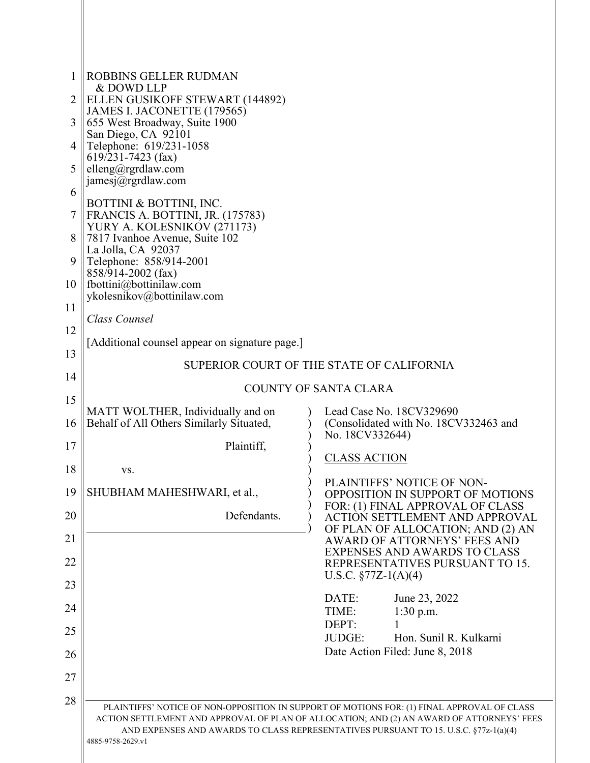ROBBINS GELLER RUDMAN
& DOWD LLP
ELLEN GUSIKOFF STEWART (144892)
JAMES I. JACONETTE (179565)
655 West Broadway, Suite 1900
San Diego, CA 92101
Telephone: 619/231-1058
619/231-7423 (fax)
elleng@rgrdlaw.com
jamesj@rgrdlaw.com

BOTTINI & BOTTINI, INC.
FRANCIS A. BOTTINI, JR. (175783)
YURY A. KOLESNIKOV (271173)
7817 Ivanhoe Avenue, Suite 102
La Jolla, CA 92037
Telephone: 858/914-2001
858/914-2002 (fax)
fbottini@bottinilaw.com
ykolesnikov@bottinilaw.com

*Class Counsel*

[Additional counsel appear on signature page.]

SUPERIOR COURT OF THE STATE OF CALIFORNIA

COUNTY OF SANTA CLARA

| | |
|---|---|
| MATT WOLTHER, Individually and on Behalf of All Others Similarly Situated,<br><br>Plaintiff,<br><br>vs.<br><br>SHUBHAM MAHESHWARI, et al.,<br><br>Defendants. | Lead Case No. 18CV329690<br>(Consolidated with No. 18CV332463 and No. 18CV332644)<br><br><u>CLASS ACTION</u><br><br>PLAINTIFFS' NOTICE OF NON-OPPOSITION IN SUPPORT OF MOTIONS FOR: (1) FINAL APPROVAL OF CLASS ACTION SETTLEMENT AND APPROVAL OF PLAN OF ALLOCATION; AND (2) AN AWARD OF ATTORNEYS' FEES AND EXPENSES AND AWARDS TO CLASS REPRESENTATIVES PURSUANT TO 15. U.S.C. §77Z-1(A)(4)<br><br>DATE: June 23, 2022<br>TIME: 1:30 p.m.<br>DEPT: 1<br>JUDGE: Hon. Sunil R. Kulkarni<br>Date Action Filed: June 8, 2018 |

PLAINTIFFS' NOTICE OF NON-OPPOSITION IN SUPPORT OF MOTIONS FOR: (1) FINAL APPROVAL OF CLASS ACTION SETTLEMENT AND APPROVAL OF PLAN OF ALLOCATION; AND (2) AN AWARD OF ATTORNEYS' FEES AND EXPENSES AND AWARDS TO CLASS REPRESENTATIVES PURSUANT TO 15. U.S.C. §77z-1(a)(4)

4885-9758-2629.v1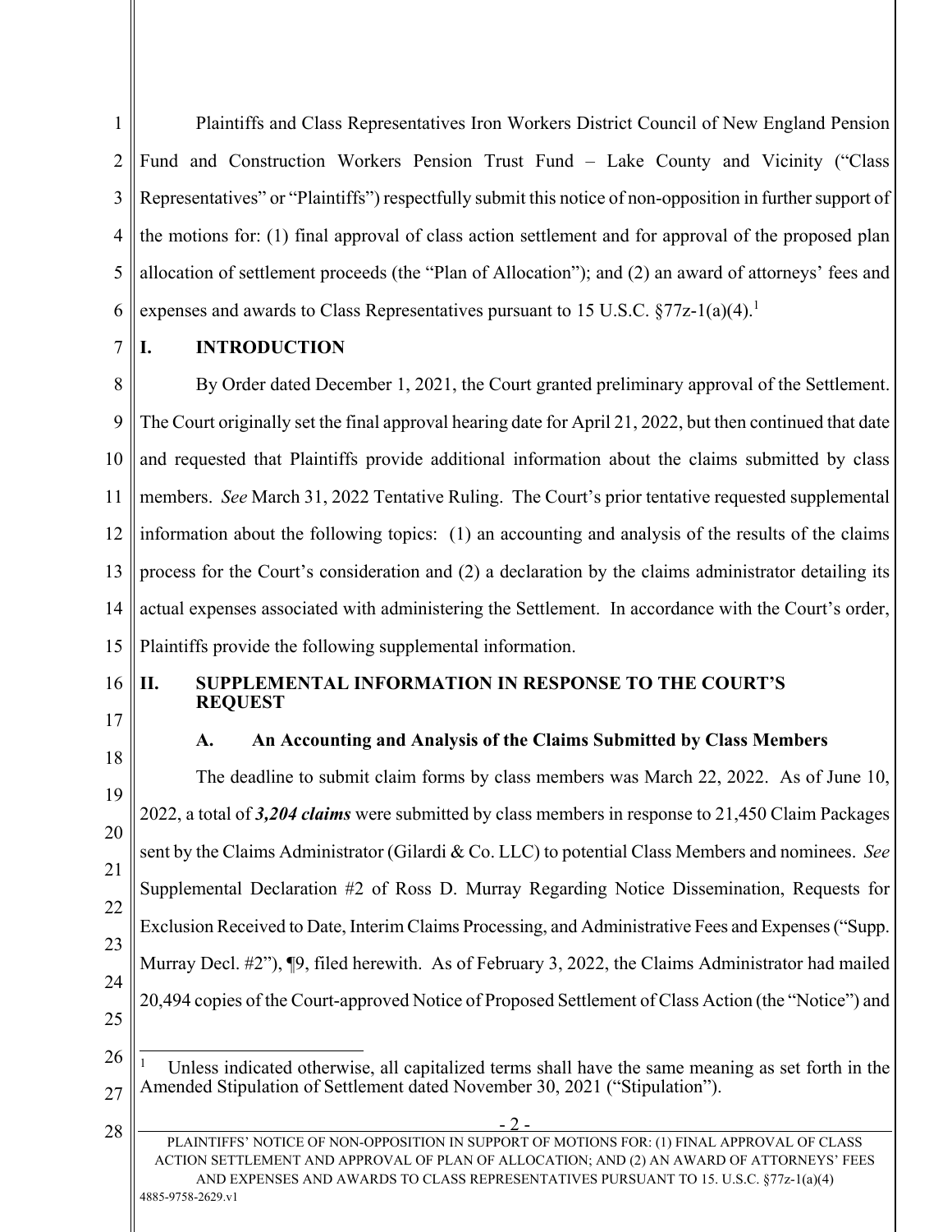Plaintiffs and Class Representatives Iron Workers District Council of New England Pension Fund and Construction Workers Pension Trust Fund – Lake County and Vicinity ("Class Representatives" or "Plaintiffs") respectfully submit this notice of non-opposition in further support of the motions for: (1) final approval of class action settlement and for approval of the proposed plan allocation of settlement proceeds (the "Plan of Allocation"); and (2) an award of attorneys' fees and expenses and awards to Class Representatives pursuant to 15 U.S.C. §77z-1(a)(4).[1]

## I. INTRODUCTION

By Order dated December 1, 2021, the Court granted preliminary approval of the Settlement. The Court originally set the final approval hearing date for April 21, 2022, but then continued that date and requested that Plaintiffs provide additional information about the claims submitted by class members. *See* March 31, 2022 Tentative Ruling. The Court's prior tentative requested supplemental information about the following topics: (1) an accounting and analysis of the results of the claims process for the Court's consideration and (2) a declaration by the claims administrator detailing its actual expenses associated with administering the Settlement. In accordance with the Court's order, Plaintiffs provide the following supplemental information.

## II. SUPPLEMENTAL INFORMATION IN RESPONSE TO THE COURT'S REQUEST

### A. An Accounting and Analysis of the Claims Submitted by Class Members

The deadline to submit claim forms by class members was March 22, 2022. As of June 10, 2022, a total of ***3,204 claims*** were submitted by class members in response to 21,450 Claim Packages sent by the Claims Administrator (Gilardi & Co. LLC) to potential Class Members and nominees. *See* Supplemental Declaration #2 of Ross D. Murray Regarding Notice Dissemination, Requests for Exclusion Received to Date, Interim Claims Processing, and Administrative Fees and Expenses ("Supp. Murray Decl. #2"), ¶9, filed herewith. As of February 3, 2022, the Claims Administrator had mailed 20,494 copies of the Court-approved Notice of Proposed Settlement of Class Action (the "Notice") and

[1] Unless indicated otherwise, all capitalized terms shall have the same meaning as set forth in the Amended Stipulation of Settlement dated November 30, 2021 ("Stipulation").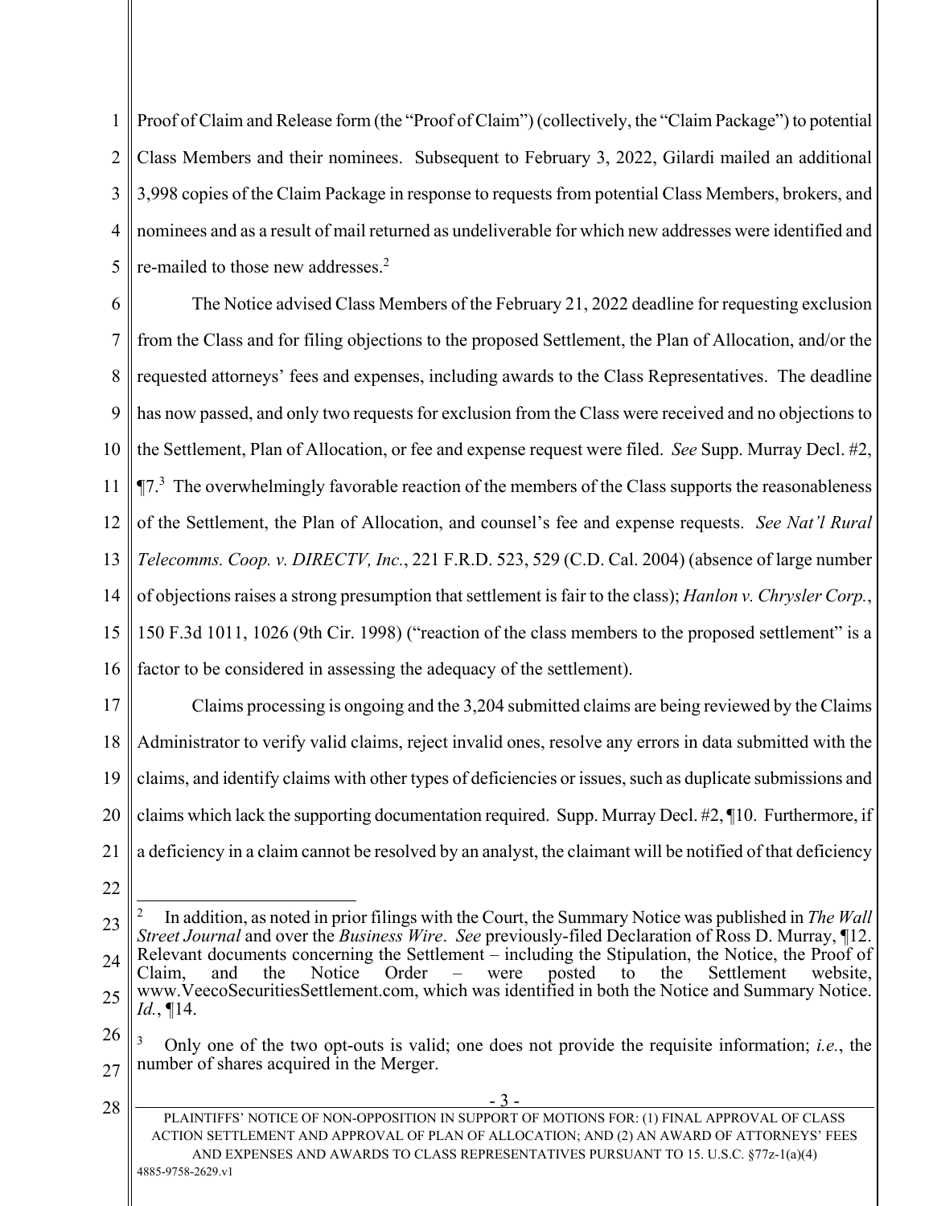Proof of Claim and Release form (the "Proof of Claim") (collectively, the "Claim Package") to potential Class Members and their nominees. Subsequent to February 3, 2022, Gilardi mailed an additional 3,998 copies of the Claim Package in response to requests from potential Class Members, brokers, and nominees and as a result of mail returned as undeliverable for which new addresses were identified and re-mailed to those new addresses.[2]

The Notice advised Class Members of the February 21, 2022 deadline for requesting exclusion from the Class and for filing objections to the proposed Settlement, the Plan of Allocation, and/or the requested attorneys' fees and expenses, including awards to the Class Representatives. The deadline has now passed, and only two requests for exclusion from the Class were received and no objections to the Settlement, Plan of Allocation, or fee and expense request were filed. *See* Supp. Murray Decl. #2, ¶7.[3] The overwhelmingly favorable reaction of the members of the Class supports the reasonableness of the Settlement, the Plan of Allocation, and counsel's fee and expense requests. *See Nat'l Rural Telecomms. Coop. v. DIRECTV, Inc.*, 221 F.R.D. 523, 529 (C.D. Cal. 2004) (absence of large number of objections raises a strong presumption that settlement is fair to the class); *Hanlon v. Chrysler Corp.*, 150 F.3d 1011, 1026 (9th Cir. 1998) ("reaction of the class members to the proposed settlement" is a factor to be considered in assessing the adequacy of the settlement).

Claims processing is ongoing and the 3,204 submitted claims are being reviewed by the Claims Administrator to verify valid claims, reject invalid ones, resolve any errors in data submitted with the claims, and identify claims with other types of deficiencies or issues, such as duplicate submissions and claims which lack the supporting documentation required. Supp. Murray Decl. #2, ¶10. Furthermore, if a deficiency in a claim cannot be resolved by an analyst, the claimant will be notified of that deficiency

---

[2] In addition, as noted in prior filings with the Court, the Summary Notice was published in *The Wall Street Journal* and over the *Business Wire*. *See* previously-filed Declaration of Ross D. Murray, ¶12. Relevant documents concerning the Settlement – including the Stipulation, the Notice, the Proof of Claim, and the Notice Order – were posted to the Settlement website, www.VeecoSecuritiesSettlement.com, which was identified in both the Notice and Summary Notice. *Id.*, ¶14.

[3] Only one of the two opt-outs is valid; one does not provide the requisite information; *i.e.*, the number of shares acquired in the Merger.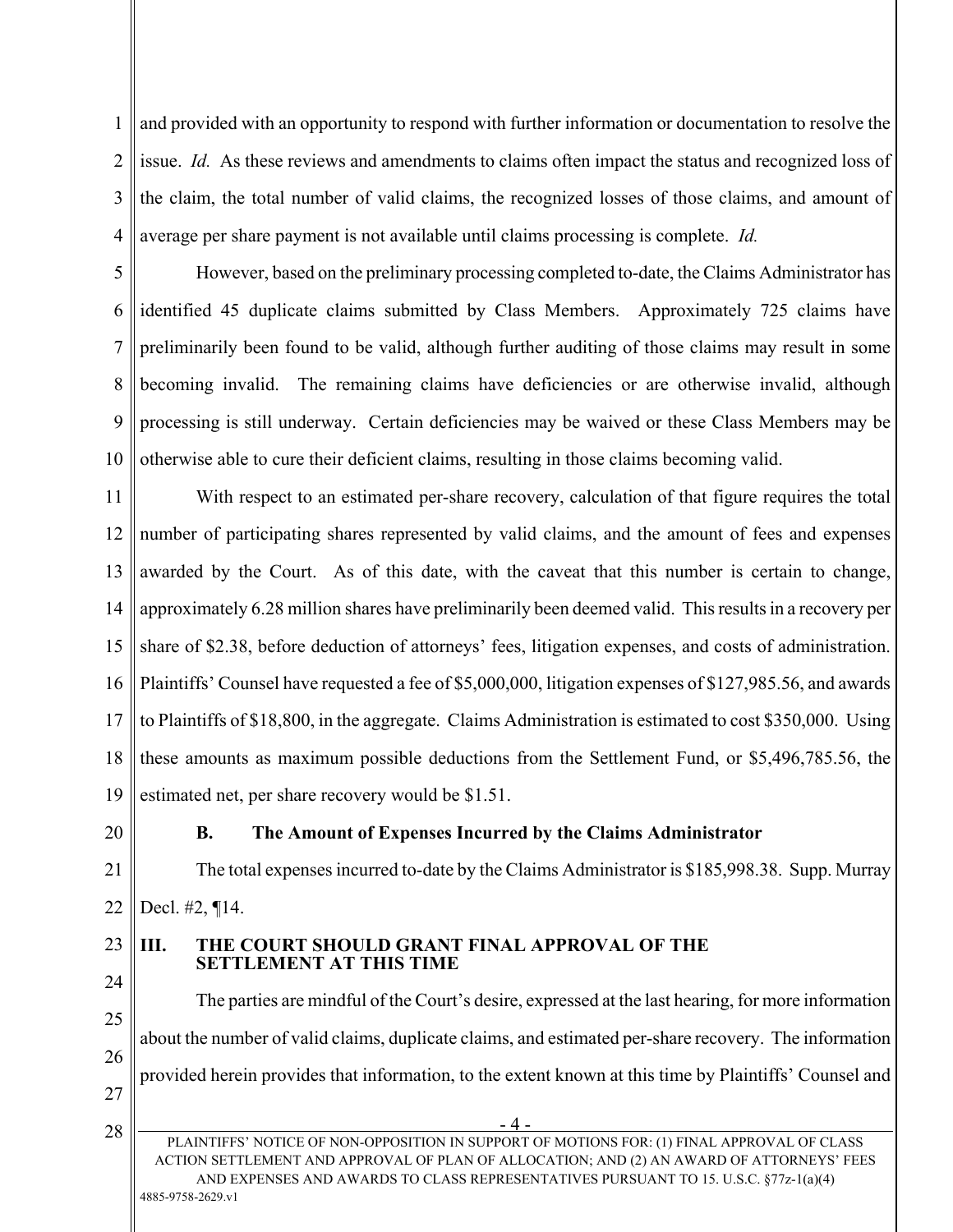and provided with an opportunity to respond with further information or documentation to resolve the issue. *Id.* As these reviews and amendments to claims often impact the status and recognized loss of the claim, the total number of valid claims, the recognized losses of those claims, and amount of average per share payment is not available until claims processing is complete. *Id.*

However, based on the preliminary processing completed to-date, the Claims Administrator has identified 45 duplicate claims submitted by Class Members. Approximately 725 claims have preliminarily been found to be valid, although further auditing of those claims may result in some becoming invalid. The remaining claims have deficiencies or are otherwise invalid, although processing is still underway. Certain deficiencies may be waived or these Class Members may be otherwise able to cure their deficient claims, resulting in those claims becoming valid.

With respect to an estimated per-share recovery, calculation of that figure requires the total number of participating shares represented by valid claims, and the amount of fees and expenses awarded by the Court. As of this date, with the caveat that this number is certain to change, approximately 6.28 million shares have preliminarily been deemed valid. This results in a recovery per share of $2.38, before deduction of attorneys' fees, litigation expenses, and costs of administration. Plaintiffs' Counsel have requested a fee of $5,000,000, litigation expenses of $127,985.56, and awards to Plaintiffs of $18,800, in the aggregate. Claims Administration is estimated to cost $350,000. Using these amounts as maximum possible deductions from the Settlement Fund, or $5,496,785.56, the estimated net, per share recovery would be $1.51.

### B. The Amount of Expenses Incurred by the Claims Administrator

The total expenses incurred to-date by the Claims Administrator is $185,998.38. Supp. Murray Decl. #2, ¶14.

## III. THE COURT SHOULD GRANT FINAL APPROVAL OF THE SETTLEMENT AT THIS TIME

The parties are mindful of the Court's desire, expressed at the last hearing, for more information about the number of valid claims, duplicate claims, and estimated per-share recovery. The information provided herein provides that information, to the extent known at this time by Plaintiffs' Counsel and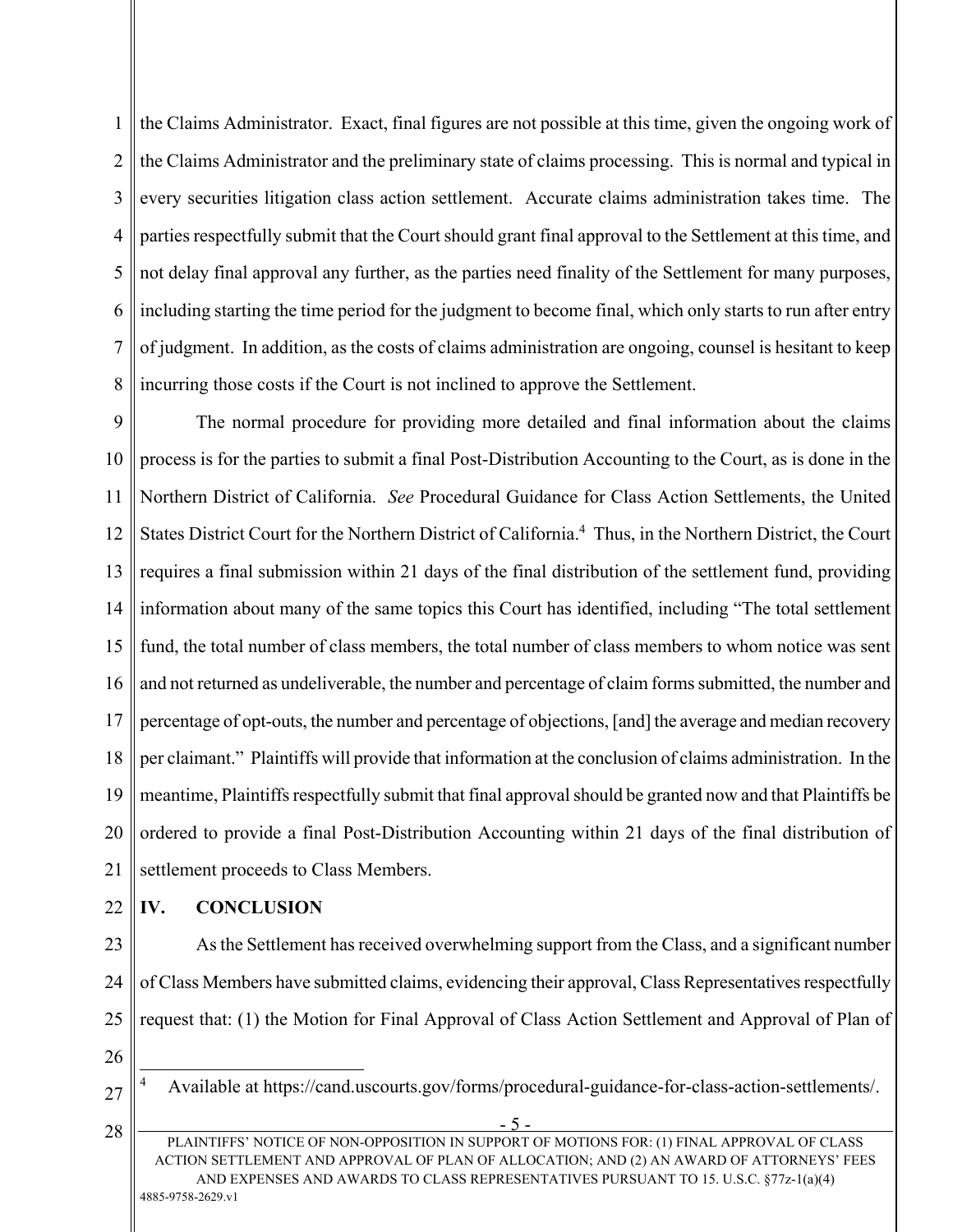the Claims Administrator. Exact, final figures are not possible at this time, given the ongoing work of the Claims Administrator and the preliminary state of claims processing. This is normal and typical in every securities litigation class action settlement. Accurate claims administration takes time. The parties respectfully submit that the Court should grant final approval to the Settlement at this time, and not delay final approval any further, as the parties need finality of the Settlement for many purposes, including starting the time period for the judgment to become final, which only starts to run after entry of judgment. In addition, as the costs of claims administration are ongoing, counsel is hesitant to keep incurring those costs if the Court is not inclined to approve the Settlement.

The normal procedure for providing more detailed and final information about the claims process is for the parties to submit a final Post-Distribution Accounting to the Court, as is done in the Northern District of California. *See* Procedural Guidance for Class Action Settlements, the United States District Court for the Northern District of California.[4] Thus, in the Northern District, the Court requires a final submission within 21 days of the final distribution of the settlement fund, providing information about many of the same topics this Court has identified, including "The total settlement fund, the total number of class members, the total number of class members to whom notice was sent and not returned as undeliverable, the number and percentage of claim forms submitted, the number and percentage of opt-outs, the number and percentage of objections, [and] the average and median recovery per claimant." Plaintiffs will provide that information at the conclusion of claims administration. In the meantime, Plaintiffs respectfully submit that final approval should be granted now and that Plaintiffs be ordered to provide a final Post-Distribution Accounting within 21 days of the final distribution of settlement proceeds to Class Members.

## IV. CONCLUSION

As the Settlement has received overwhelming support from the Class, and a significant number of Class Members have submitted claims, evidencing their approval, Class Representatives respectfully request that: (1) the Motion for Final Approval of Class Action Settlement and Approval of Plan of

---

[4] Available at https://cand.uscourts.gov/forms/procedural-guidance-for-class-action-settlements/.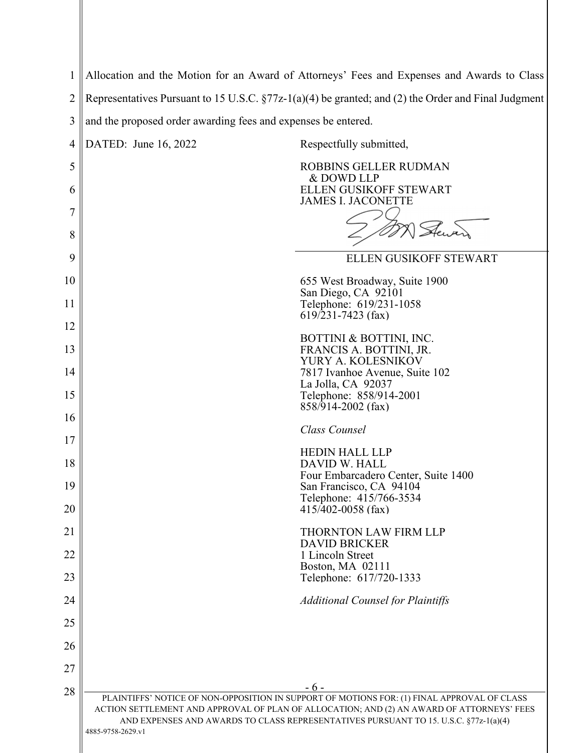Allocation and the Motion for an Award of Attorneys' Fees and Expenses and Awards to Class Representatives Pursuant to 15 U.S.C. §77z-1(a)(4) be granted; and (2) the Order and Final Judgment and the proposed order awarding fees and expenses be entered.

DATED: June 16, 2022

Respectfully submitted,

ROBBINS GELLER RUDMAN
& DOWD LLP
ELLEN GUSIKOFF STEWART
JAMES I. JACONETTE

ELLEN GUSIKOFF STEWART

655 West Broadway, Suite 1900
San Diego, CA 92101
Telephone: 619/231-1058
619/231-7423 (fax)

BOTTINI & BOTTINI, INC.
FRANCIS A. BOTTINI, JR.
YURY A. KOLESNIKOV
7817 Ivanhoe Avenue, Suite 102
La Jolla, CA 92037
Telephone: 858/914-2001
858/914-2002 (fax)

*Class Counsel*

HEDIN HALL LLP
DAVID W. HALL
Four Embarcadero Center, Suite 1400
San Francisco, CA 94104
Telephone: 415/766-3534
415/402-0058 (fax)

THORNTON LAW FIRM LLP
DAVID BRICKER
1 Lincoln Street
Boston, MA 02111
Telephone: 617/720-1333

*Additional Counsel for Plaintiffs*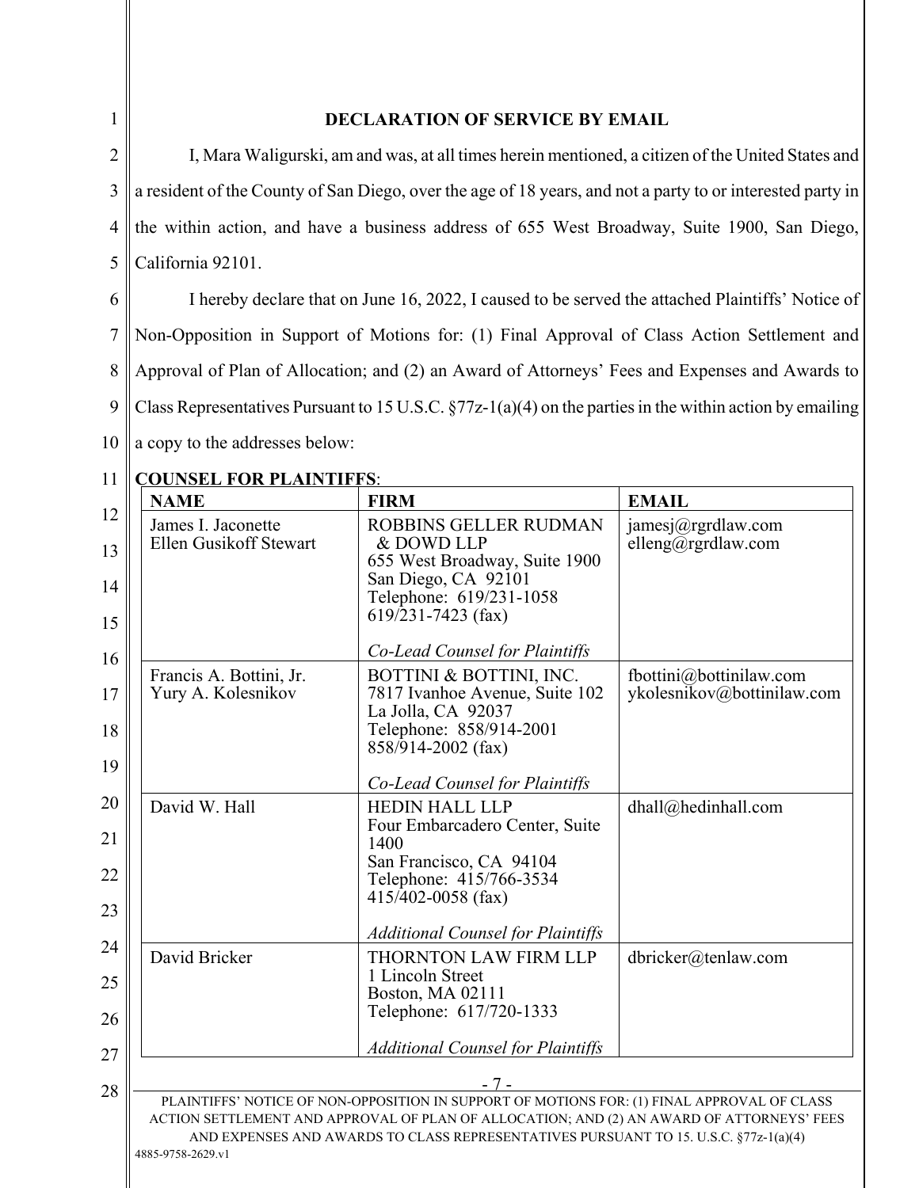**DECLARATION OF SERVICE BY EMAIL**

I, Mara Waligurski, am and was, at all times herein mentioned, a citizen of the United States and a resident of the County of San Diego, over the age of 18 years, and not a party to or interested party in the within action, and have a business address of 655 West Broadway, Suite 1900, San Diego, California 92101.

I hereby declare that on June 16, 2022, I caused to be served the attached Plaintiffs' Notice of Non-Opposition in Support of Motions for: (1) Final Approval of Class Action Settlement and Approval of Plan of Allocation; and (2) an Award of Attorneys' Fees and Expenses and Awards to Class Representatives Pursuant to 15 U.S.C. §77z-1(a)(4) on the parties in the within action by emailing a copy to the addresses below:

**COUNSEL FOR PLAINTIFFS**:

| NAME | FIRM | EMAIL |
|---|---|---|
| James I. Jaconette<br>Ellen Gusikoff Stewart | ROBBINS GELLER RUDMAN & DOWD LLP<br>655 West Broadway, Suite 1900<br>San Diego, CA 92101<br>Telephone: 619/231-1058<br>619/231-7423 (fax)<br><br>*Co-Lead Counsel for Plaintiffs* | jamesj@rgrdlaw.com<br>elleng@rgrdlaw.com |
| Francis A. Bottini, Jr.<br>Yury A. Kolesnikov | BOTTINI & BOTTINI, INC.<br>7817 Ivanhoe Avenue, Suite 102<br>La Jolla, CA 92037<br>Telephone: 858/914-2001<br>858/914-2002 (fax)<br><br>*Co-Lead Counsel for Plaintiffs* | fbottini@bottinilaw.com<br>ykolesnikov@bottinilaw.com |
| David W. Hall | HEDIN HALL LLP<br>Four Embarcadero Center, Suite 1400<br>San Francisco, CA 94104<br>Telephone: 415/766-3534<br>415/402-0058 (fax)<br><br>*Additional Counsel for Plaintiffs* | dhall@hedinhall.com |
| David Bricker | THORNTON LAW FIRM LLP<br>1 Lincoln Street<br>Boston, MA 02111<br>Telephone: 617/720-1333<br><br>*Additional Counsel for Plaintiffs* | dbricker@tenlaw.com |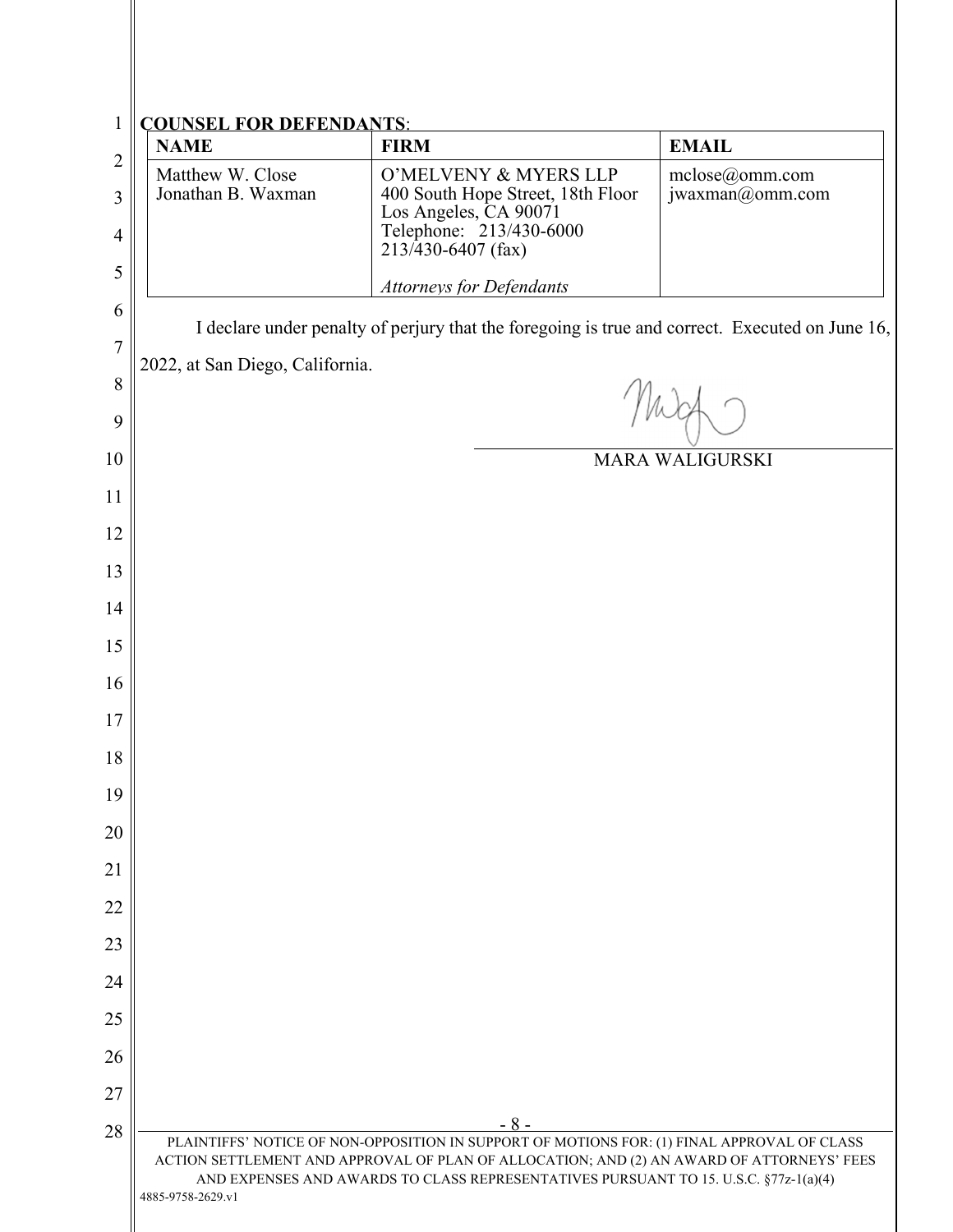**COUNSEL FOR DEFENDANTS**:

| NAME | FIRM | EMAIL |
| --- | --- | --- |
| Matthew W. Close<br>Jonathan B. Waxman | O'MELVENY & MYERS LLP<br>400 South Hope Street, 18th Floor<br>Los Angeles, CA 90071<br>Telephone: 213/430-6000<br>213/430-6407 (fax)<br><br>*Attorneys for Defendants* | mclose@omm.com<br>jwaxman@omm.com |

I declare under penalty of perjury that the foregoing is true and correct. Executed on June 16, 2022, at San Diego, California.

MARA WALIGURSKI

PLAINTIFFS' NOTICE OF NON-OPPOSITION IN SUPPORT OF MOTIONS FOR: (1) FINAL APPROVAL OF CLASS ACTION SETTLEMENT AND APPROVAL OF PLAN OF ALLOCATION; AND (2) AN AWARD OF ATTORNEYS' FEES AND EXPENSES AND AWARDS TO CLASS REPRESENTATIVES PURSUANT TO 15. U.S.C. §77z-1(a)(4)

4885-9758-2629.v1